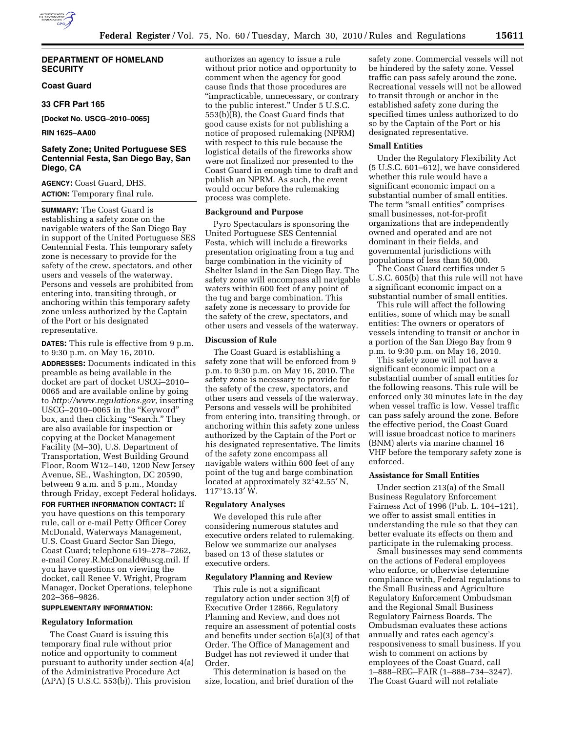## DEPARTMENT OF HOMELAND SECURITY

### Coast Guard

### 33 CFR Part 165

**[Docket No. USCG–2010–0065]**

**RIN 1625–AA00**

## Safety Zone; United Portuguese SES Centennial Festa, San Diego Bay, San Diego, CA

**AGENCY:** Coast Guard, DHS.

**ACTION:** Temporary final rule.

**SUMMARY:** The Coast Guard is establishing a safety zone on the navigable waters of the San Diego Bay in support of the United Portuguese SES Centennial Festa. This temporary safety zone is necessary to provide for the safety of the crew, spectators, and other users and vessels of the waterway. Persons and vessels are prohibited from entering into, transiting through, or anchoring within this temporary safety zone unless authorized by the Captain of the Port or his designated representative.

**DATES:** This rule is effective from 9 p.m. to 9:30 p.m. on May 16, 2010.

**ADDRESSES:** Documents indicated in this preamble as being available in the docket are part of docket USCG–2010–0065 and are available online by going to *http://www.regulations.gov,* inserting USCG–2010–0065 in the "Keyword" box, and then clicking "Search." They are also available for inspection or copying at the Docket Management Facility (M–30), U.S. Department of Transportation, West Building Ground Floor, Room W12–140, 1200 New Jersey Avenue, SE., Washington, DC 20590, between 9 a.m. and 5 p.m., Monday through Friday, except Federal holidays.

**FOR FURTHER INFORMATION CONTACT:** If you have questions on this temporary rule, call or e-mail Petty Officer Corey McDonald, Waterways Management, U.S. Coast Guard Sector San Diego, Coast Guard; telephone 619–278–7262, e-mail Corey.R.McDonald@uscg.mil. If you have questions on viewing the docket, call Renee V. Wright, Program Manager, Docket Operations, telephone 202–366–9826.

**SUPPLEMENTARY INFORMATION:**

### Regulatory Information

The Coast Guard is issuing this temporary final rule without prior notice and opportunity to comment pursuant to authority under section 4(a) of the Administrative Procedure Act (APA) (5 U.S.C. 553(b)). This provision authorizes an agency to issue a rule without prior notice and opportunity to comment when the agency for good cause finds that those procedures are "impracticable, unnecessary, or contrary to the public interest." Under 5 U.S.C. 553(b)(B), the Coast Guard finds that good cause exists for not publishing a notice of proposed rulemaking (NPRM) with respect to this rule because the logistical details of the fireworks show were not finalized nor presented to the Coast Guard in enough time to draft and publish an NPRM. As such, the event would occur before the rulemaking process was complete.

### Background and Purpose

Pyro Spectaculars is sponsoring the United Portuguese SES Centennial Festa, which will include a fireworks presentation originating from a tug and barge combination in the vicinity of Shelter Island in the San Diego Bay. The safety zone will encompass all navigable waters within 600 feet of any point of the tug and barge combination. This safety zone is necessary to provide for the safety of the crew, spectators, and other users and vessels of the waterway.

### Discussion of Rule

The Coast Guard is establishing a safety zone that will be enforced from 9 p.m. to 9:30 p.m. on May 16, 2010. The safety zone is necessary to provide for the safety of the crew, spectators, and other users and vessels of the waterway. Persons and vessels will be prohibited from entering into, transiting through, or anchoring within this safety zone unless authorized by the Captain of the Port or his designated representative. The limits of the safety zone encompass all navigable waters within 600 feet of any point of the tug and barge combination located at approximately 32°42.55′ N, 117°13.13′ W.

### Regulatory Analyses

We developed this rule after considering numerous statutes and executive orders related to rulemaking. Below we summarize our analyses based on 13 of these statutes or executive orders.

### Regulatory Planning and Review

This rule is not a significant regulatory action under section 3(f) of Executive Order 12866, Regulatory Planning and Review, and does not require an assessment of potential costs and benefits under section 6(a)(3) of that Order. The Office of Management and Budget has not reviewed it under that Order.

This determination is based on the size, location, and brief duration of the safety zone. Commercial vessels will not be hindered by the safety zone. Vessel traffic can pass safely around the zone. Recreational vessels will not be allowed to transit through or anchor in the established safety zone during the specified times unless authorized to do so by the Captain of the Port or his designated representative.

### Small Entities

Under the Regulatory Flexibility Act (5 U.S.C. 601–612), we have considered whether this rule would have a significant economic impact on a substantial number of small entities. The term "small entities" comprises small businesses, not-for-profit organizations that are independently owned and operated and are not dominant in their fields, and governmental jurisdictions with populations of less than 50,000.

The Coast Guard certifies under 5 U.S.C. 605(b) that this rule will not have a significant economic impact on a substantial number of small entities.

This rule will affect the following entities, some of which may be small entities: The owners or operators of vessels intending to transit or anchor in a portion of the San Diego Bay from 9 p.m. to 9:30 p.m. on May 16, 2010.

This safety zone will not have a significant economic impact on a substantial number of small entities for the following reasons. This rule will be enforced only 30 minutes late in the day when vessel traffic is low. Vessel traffic can pass safely around the zone. Before the effective period, the Coast Guard will issue broadcast notice to mariners (BNM) alerts via marine channel 16 VHF before the temporary safety zone is enforced.

### Assistance for Small Entities

Under section 213(a) of the Small Business Regulatory Enforcement Fairness Act of 1996 (Pub. L. 104–121), we offer to assist small entities in understanding the rule so that they can better evaluate its effects on them and participate in the rulemaking process.

Small businesses may send comments on the actions of Federal employees who enforce, or otherwise determine compliance with, Federal regulations to the Small Business and Agriculture Regulatory Enforcement Ombudsman and the Regional Small Business Regulatory Fairness Boards. The Ombudsman evaluates these actions annually and rates each agency's responsiveness to small business. If you wish to comment on actions by employees of the Coast Guard, call 1–888–REG–FAIR (1–888–734–3247). The Coast Guard will not retaliate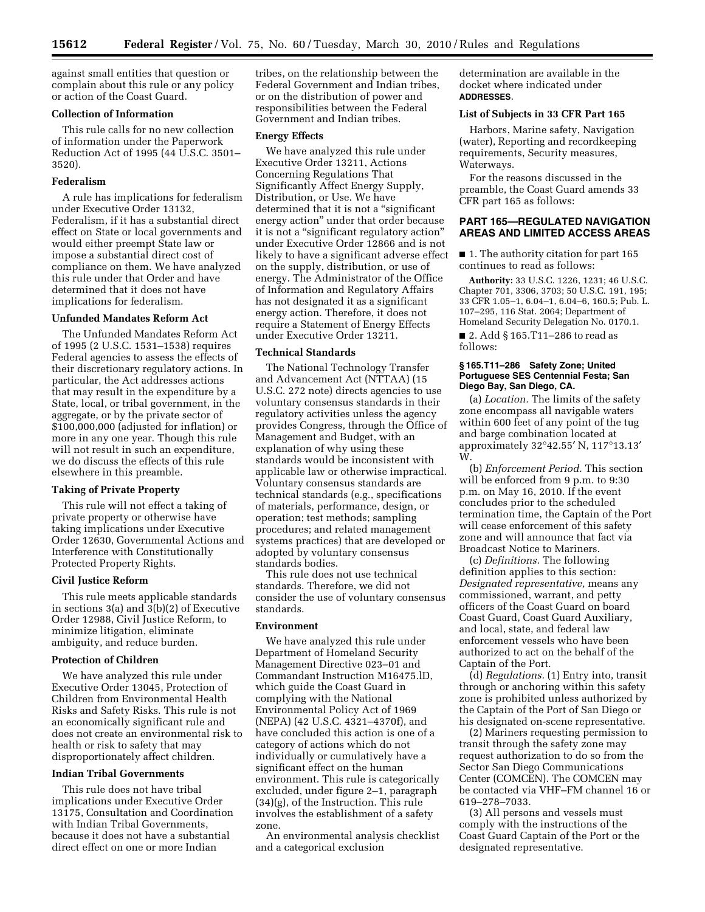against small entities that question or complain about this rule or any policy or action of the Coast Guard.

**Collection of Information**

This rule calls for no new collection of information under the Paperwork Reduction Act of 1995 (44 U.S.C. 3501–3520).

**Federalism**

A rule has implications for federalism under Executive Order 13132, Federalism, if it has a substantial direct effect on State or local governments and would either preempt State law or impose a substantial direct cost of compliance on them. We have analyzed this rule under that Order and have determined that it does not have implications for federalism.

**Unfunded Mandates Reform Act**

The Unfunded Mandates Reform Act of 1995 (2 U.S.C. 1531–1538) requires Federal agencies to assess the effects of their discretionary regulatory actions. In particular, the Act addresses actions that may result in the expenditure by a State, local, or tribal government, in the aggregate, or by the private sector of $100,000,000 (adjusted for inflation) or more in any one year. Though this rule will not result in such an expenditure, we do discuss the effects of this rule elsewhere in this preamble.

**Taking of Private Property**

This rule will not effect a taking of private property or otherwise have taking implications under Executive Order 12630, Governmental Actions and Interference with Constitutionally Protected Property Rights.

**Civil Justice Reform**

This rule meets applicable standards in sections 3(a) and 3(b)(2) of Executive Order 12988, Civil Justice Reform, to minimize litigation, eliminate ambiguity, and reduce burden.

**Protection of Children**

We have analyzed this rule under Executive Order 13045, Protection of Children from Environmental Health Risks and Safety Risks. This rule is not an economically significant rule and does not create an environmental risk to health or risk to safety that may disproportionately affect children.

**Indian Tribal Governments**

This rule does not have tribal implications under Executive Order 13175, Consultation and Coordination with Indian Tribal Governments, because it does not have a substantial direct effect on one or more Indian tribes, on the relationship between the Federal Government and Indian tribes, or on the distribution of power and responsibilities between the Federal Government and Indian tribes.

**Energy Effects**

We have analyzed this rule under Executive Order 13211, Actions Concerning Regulations That Significantly Affect Energy Supply, Distribution, or Use. We have determined that it is not a "significant energy action" under that order because it is not a "significant regulatory action" under Executive Order 12866 and is not likely to have a significant adverse effect on the supply, distribution, or use of energy. The Administrator of the Office of Information and Regulatory Affairs has not designated it as a significant energy action. Therefore, it does not require a Statement of Energy Effects under Executive Order 13211.

**Technical Standards**

The National Technology Transfer and Advancement Act (NTTAA) (15 U.S.C. 272 note) directs agencies to use voluntary consensus standards in their regulatory activities unless the agency provides Congress, through the Office of Management and Budget, with an explanation of why using these standards would be inconsistent with applicable law or otherwise impractical. Voluntary consensus standards are technical standards (e.g., specifications of materials, performance, design, or operation; test methods; sampling procedures; and related management systems practices) that are developed or adopted by voluntary consensus standards bodies.

This rule does not use technical standards. Therefore, we did not consider the use of voluntary consensus standards.

**Environment**

We have analyzed this rule under Department of Homeland Security Management Directive 023–01 and Commandant Instruction M16475.lD, which guide the Coast Guard in complying with the National Environmental Policy Act of 1969 (NEPA) (42 U.S.C. 4321–4370f), and have concluded this action is one of a category of actions which do not individually or cumulatively have a significant effect on the human environment. This rule is categorically excluded, under figure 2–1, paragraph (34)(g), of the Instruction. This rule involves the establishment of a safety zone.

An environmental analysis checklist and a categorical exclusion determination are available in the docket where indicated under **ADDRESSES**.

**List of Subjects in 33 CFR Part 165**

Harbors, Marine safety, Navigation (water), Reporting and recordkeeping requirements, Security measures, Waterways.

For the reasons discussed in the preamble, the Coast Guard amends 33 CFR part 165 as follows:

## PART 165—REGULATED NAVIGATION AREAS AND LIMITED ACCESS AREAS

■ 1. The authority citation for part 165 continues to read as follows:

**Authority:** 33 U.S.C. 1226, 1231; 46 U.S.C. Chapter 701, 3306, 3703; 50 U.S.C. 191, 195; 33 CFR 1.05–1, 6.04–1, 6.04–6, 160.5; Pub. L. 107–295, 116 Stat. 2064; Department of Homeland Security Delegation No. 0170.1.

■ 2. Add § 165.T11–286 to read as follows:

#### § 165.T11–286 Safety Zone; United Portuguese SES Centennial Festa; San Diego Bay, San Diego, CA.

(a) *Location.* The limits of the safety zone encompass all navigable waters within 600 feet of any point of the tug and barge combination located at approximately 32°42.55′ N, 117°13.13′ W.

(b) *Enforcement Period.* This section will be enforced from 9 p.m. to 9:30 p.m. on May 16, 2010. If the event concludes prior to the scheduled termination time, the Captain of the Port will cease enforcement of this safety zone and will announce that fact via Broadcast Notice to Mariners.

(c) *Definitions.* The following definition applies to this section: *Designated representative,* means any commissioned, warrant, and petty officers of the Coast Guard on board Coast Guard, Coast Guard Auxiliary, and local, state, and federal law enforcement vessels who have been authorized to act on the behalf of the Captain of the Port.

(d) *Regulations.* (1) Entry into, transit through or anchoring within this safety zone is prohibited unless authorized by the Captain of the Port of San Diego or his designated on-scene representative.

(2) Mariners requesting permission to transit through the safety zone may request authorization to do so from the Sector San Diego Communications Center (COMCEN). The COMCEN may be contacted via VHF–FM channel 16 or 619–278–7033.

(3) All persons and vessels must comply with the instructions of the Coast Guard Captain of the Port or the designated representative.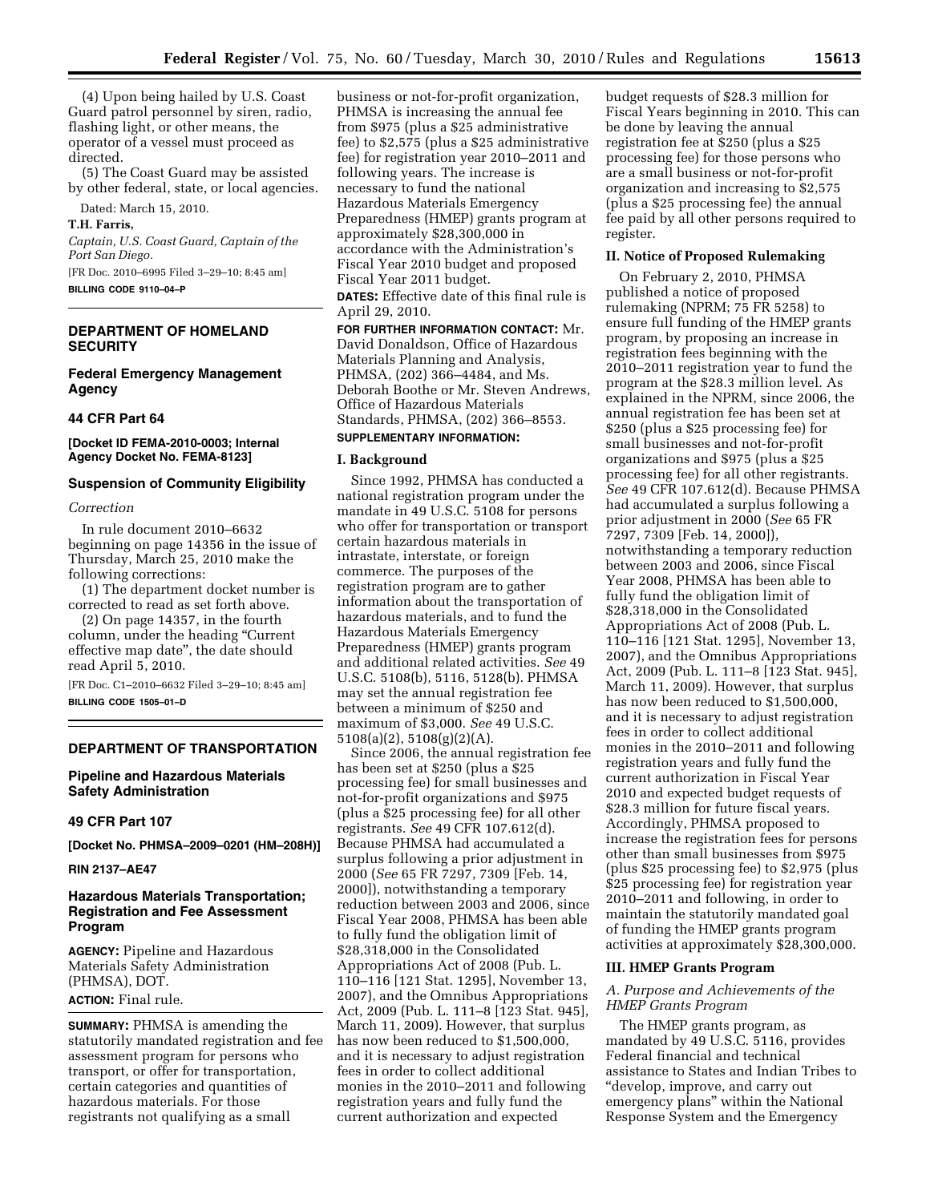(4) Upon being hailed by U.S. Coast Guard patrol personnel by siren, radio, flashing light, or other means, the operator of a vessel must proceed as directed.

(5) The Coast Guard may be assisted by other federal, state, or local agencies.

Dated: March 15, 2010.

**T.H. Farris,**

*Captain, U.S. Coast Guard, Captain of the Port San Diego.*

[FR Doc. 2010–6995 Filed 3–29–10; 8:45 am]

**BILLING CODE 9110–04–P**

## DEPARTMENT OF HOMELAND SECURITY

### Federal Emergency Management Agency

### 44 CFR Part 64

**[Docket ID FEMA-2010-0003; Internal Agency Docket No. FEMA-8123]**

### Suspension of Community Eligibility

*Correction*

In rule document 2010–6632 beginning on page 14356 in the issue of Thursday, March 25, 2010 make the following corrections:

(1) The department docket number is corrected to read as set forth above.

(2) On page 14357, in the fourth column, under the heading "Current effective map date", the date should read April 5, 2010.

[FR Doc. C1–2010–6632 Filed 3–29–10; 8:45 am]

**BILLING CODE 1505–01–D**

## DEPARTMENT OF TRANSPORTATION

### Pipeline and Hazardous Materials Safety Administration

### 49 CFR Part 107

**[Docket No. PHMSA–2009–0201 (HM–208H)]**

**RIN 2137–AE47**

### Hazardous Materials Transportation; Registration and Fee Assessment Program

**AGENCY:** Pipeline and Hazardous Materials Safety Administration (PHMSA), DOT.

**ACTION:** Final rule.

**SUMMARY:** PHMSA is amending the statutorily mandated registration and fee assessment program for persons who transport, or offer for transportation, certain categories and quantities of hazardous materials. For those registrants not qualifying as a small business or not-for-profit organization, PHMSA is increasing the annual fee from $975 (plus a $25 administrative fee) to $2,575 (plus a $25 administrative fee) for registration year 2010–2011 and following years. The increase is necessary to fund the national Hazardous Materials Emergency Preparedness (HMEP) grants program at approximately $28,300,000 in accordance with the Administration's Fiscal Year 2010 budget and proposed Fiscal Year 2011 budget.

**DATES:** Effective date of this final rule is April 29, 2010.

**FOR FURTHER INFORMATION CONTACT:** Mr. David Donaldson, Office of Hazardous Materials Planning and Analysis, PHMSA, (202) 366–4484, and Ms. Deborah Boothe or Mr. Steven Andrews, Office of Hazardous Materials Standards, PHMSA, (202) 366–8553.

**SUPPLEMENTARY INFORMATION:**

#### I. Background

Since 1992, PHMSA has conducted a national registration program under the mandate in 49 U.S.C. 5108 for persons who offer for transportation or transport certain hazardous materials in intrastate, interstate, or foreign commerce. The purposes of the registration program are to gather information about the transportation of hazardous materials, and to fund the Hazardous Materials Emergency Preparedness (HMEP) grants program and additional related activities. *See* 49 U.S.C. 5108(b), 5116, 5128(b). PHMSA may set the annual registration fee between a minimum of $250 and maximum of $3,000. *See* 49 U.S.C. 5108(a)(2), 5108(g)(2)(A).

Since 2006, the annual registration fee has been set at $250 (plus a $25 processing fee) for small businesses and not-for-profit organizations and $975 (plus a $25 processing fee) for all other registrants. *See* 49 CFR 107.612(d). Because PHMSA had accumulated a surplus following a prior adjustment in 2000 (*See* 65 FR 7297, 7309 [Feb. 14, 2000]), notwithstanding a temporary reduction between 2003 and 2006, since Fiscal Year 2008, PHMSA has been able to fully fund the obligation limit of $28,318,000 in the Consolidated Appropriations Act of 2008 (Pub. L. 110–116 [121 Stat. 1295], November 13, 2007), and the Omnibus Appropriations Act, 2009 (Pub. L. 111–8 [123 Stat. 945], March 11, 2009). However, that surplus has now been reduced to $1,500,000, and it is necessary to adjust registration fees in order to collect additional monies in the 2010–2011 and following registration years and fully fund the current authorization and expected budget requests of $28.3 million for Fiscal Years beginning in 2010. This can be done by leaving the annual registration fee at $250 (plus a $25 processing fee) for those persons who are a small business or not-for-profit organization and increasing to $2,575 (plus a $25 processing fee) the annual fee paid by all other persons required to register.

#### II. Notice of Proposed Rulemaking

On February 2, 2010, PHMSA published a notice of proposed rulemaking (NPRM; 75 FR 5258) to ensure full funding of the HMEP grants program, by proposing an increase in registration fees beginning with the 2010–2011 registration year to fund the program at the $28.3 million level. As explained in the NPRM, since 2006, the annual registration fee has been set at $250 (plus a $25 processing fee) for small businesses and not-for-profit organizations and $975 (plus a $25 processing fee) for all other registrants. *See* 49 CFR 107.612(d). Because PHMSA had accumulated a surplus following a prior adjustment in 2000 (*See* 65 FR 7297, 7309 [Feb. 14, 2000]), notwithstanding a temporary reduction between 2003 and 2006, since Fiscal Year 2008, PHMSA has been able to fully fund the obligation limit of $28,318,000 in the Consolidated Appropriations Act of 2008 (Pub. L. 110–116 [121 Stat. 1295], November 13, 2007), and the Omnibus Appropriations Act, 2009 (Pub. L. 111–8 [123 Stat. 945], March 11, 2009). However, that surplus has now been reduced to $1,500,000, and it is necessary to adjust registration fees in order to collect additional monies in the 2010–2011 and following registration years and fully fund the current authorization in Fiscal Year 2010 and expected budget requests of $28.3 million for future fiscal years. Accordingly, PHMSA proposed to increase the registration fees for persons other than small businesses from $975 (plus $25 processing fee) to $2,975 (plus $25 processing fee) for registration year 2010–2011 and following, in order to maintain the statutorily mandated goal of funding the HMEP grants program activities at approximately $28,300,000.

#### III. HMEP Grants Program

##### *A. Purpose and Achievements of the HMEP Grants Program*

The HMEP grants program, as mandated by 49 U.S.C. 5116, provides Federal financial and technical assistance to States and Indian Tribes to "develop, improve, and carry out emergency plans" within the National Response System and the Emergency